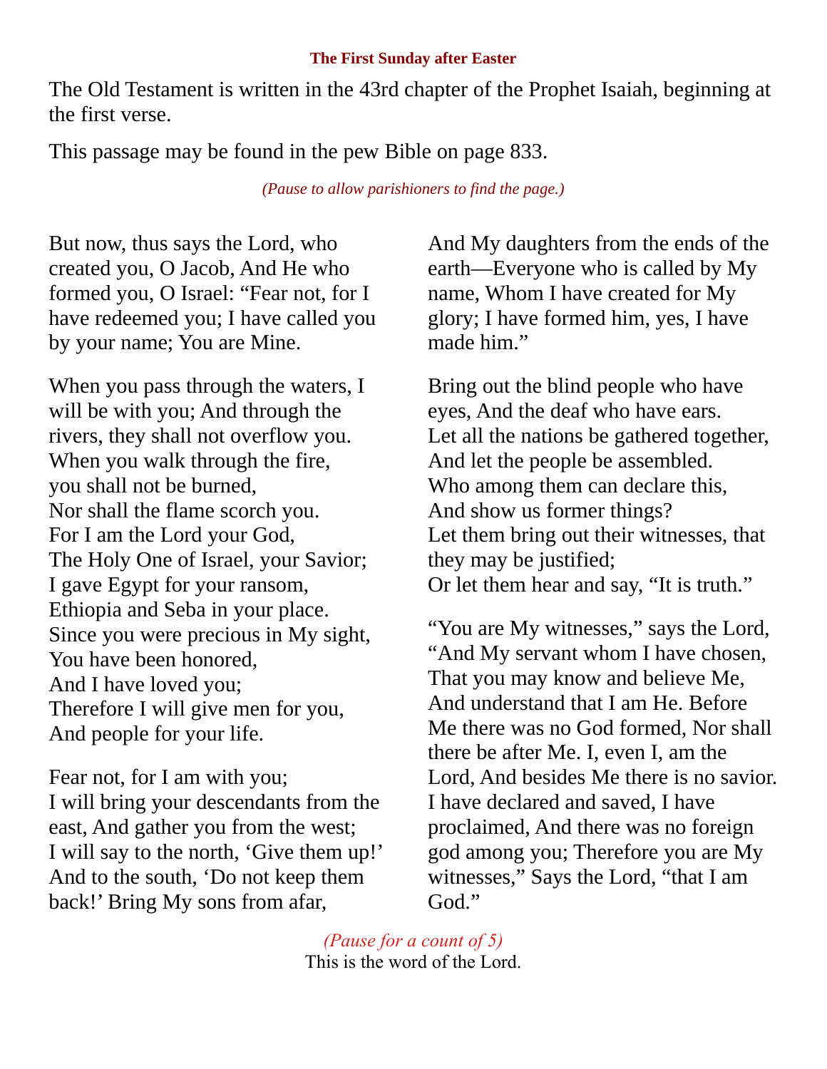### The First Sunday after Easter

The Old Testament is written in the 43rd chapter of the Prophet Isaiah, beginning at the first verse.

This passage may be found in the pew Bible on page 833.

*(Pause to allow parishioners to find the page.)*

But now, thus says the Lord, who created you, O Jacob, And He who formed you, O Israel: "Fear not, for I have redeemed you; I have called you by your name; You are Mine.

When you pass through the waters, I will be with you; And through the rivers, they shall not overflow you.
When you walk through the fire,
you shall not be burned,
Nor shall the flame scorch you.
For I am the Lord your God,
The Holy One of Israel, your Savior;
I gave Egypt for your ransom,
Ethiopia and Seba in your place.
Since you were precious in My sight,
You have been honored,
And I have loved you;
Therefore I will give men for you,
And people for your life.

Fear not, for I am with you;
I will bring your descendants from the east, And gather you from the west;
I will say to the north, 'Give them up!'
And to the south, 'Do not keep them back!' Bring My sons from afar,
And My daughters from the ends of the earth—Everyone who is called by My name, Whom I have created for My glory; I have formed him, yes, I have made him."

Bring out the blind people who have eyes, And the deaf who have ears.
Let all the nations be gathered together,
And let the people be assembled.
Who among them can declare this,
And show us former things?
Let them bring out their witnesses, that they may be justified;
Or let them hear and say, "It is truth."

"You are My witnesses," says the Lord, "And My servant whom I have chosen, That you may know and believe Me, And understand that I am He. Before Me there was no God formed, Nor shall there be after Me. I, even I, am the Lord, And besides Me there is no savior. I have declared and saved, I have proclaimed, And there was no foreign god among you; Therefore you are My witnesses," Says the Lord, "that I am God."

*(Pause for a count of 5)*
This is the word of the Lord.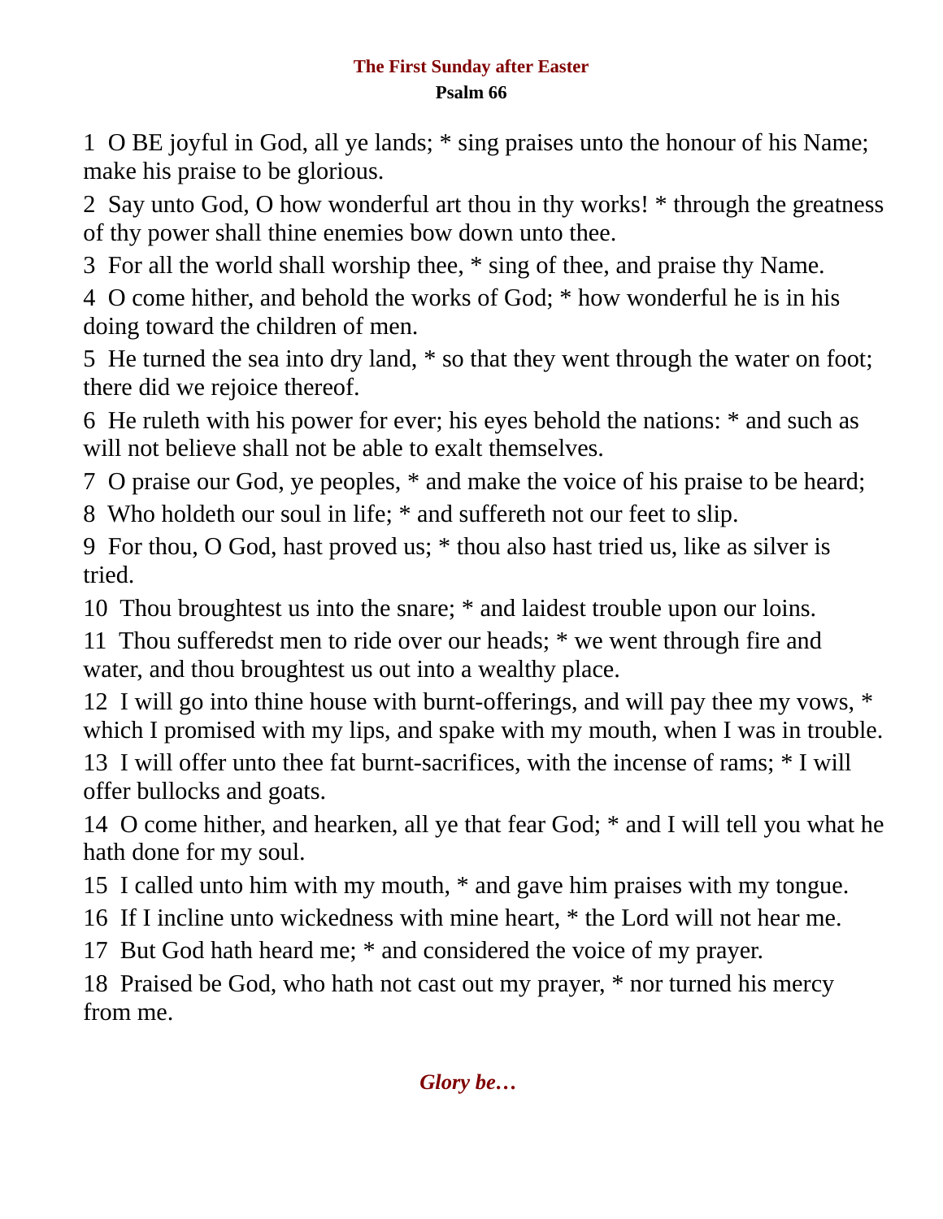## The First Sunday after Easter

### Psalm 66

1 O BE joyful in God, all ye lands; * sing praises unto the honour of his Name; make his praise to be glorious.

2 Say unto God, O how wonderful art thou in thy works! * through the greatness of thy power shall thine enemies bow down unto thee.

3 For all the world shall worship thee, * sing of thee, and praise thy Name.

4 O come hither, and behold the works of God; * how wonderful he is in his doing toward the children of men.

5 He turned the sea into dry land, * so that they went through the water on foot; there did we rejoice thereof.

6 He ruleth with his power for ever; his eyes behold the nations: * and such as will not believe shall not be able to exalt themselves.

7 O praise our God, ye peoples, * and make the voice of his praise to be heard;

8 Who holdeth our soul in life; * and suffereth not our feet to slip.

9 For thou, O God, hast proved us; * thou also hast tried us, like as silver is tried.

10 Thou broughtest us into the snare; * and laidest trouble upon our loins.

11 Thou sufferedst men to ride over our heads; * we went through fire and water, and thou broughtest us out into a wealthy place.

12 I will go into thine house with burnt-offerings, and will pay thee my vows, * which I promised with my lips, and spake with my mouth, when I was in trouble.

13 I will offer unto thee fat burnt-sacrifices, with the incense of rams; * I will offer bullocks and goats.

14 O come hither, and hearken, all ye that fear God; * and I will tell you what he hath done for my soul.

15 I called unto him with my mouth, * and gave him praises with my tongue.

16 If I incline unto wickedness with mine heart, * the Lord will not hear me.

17 But God hath heard me; * and considered the voice of my prayer.

18 Praised be God, who hath not cast out my prayer, * nor turned his mercy from me.

***Glory be…***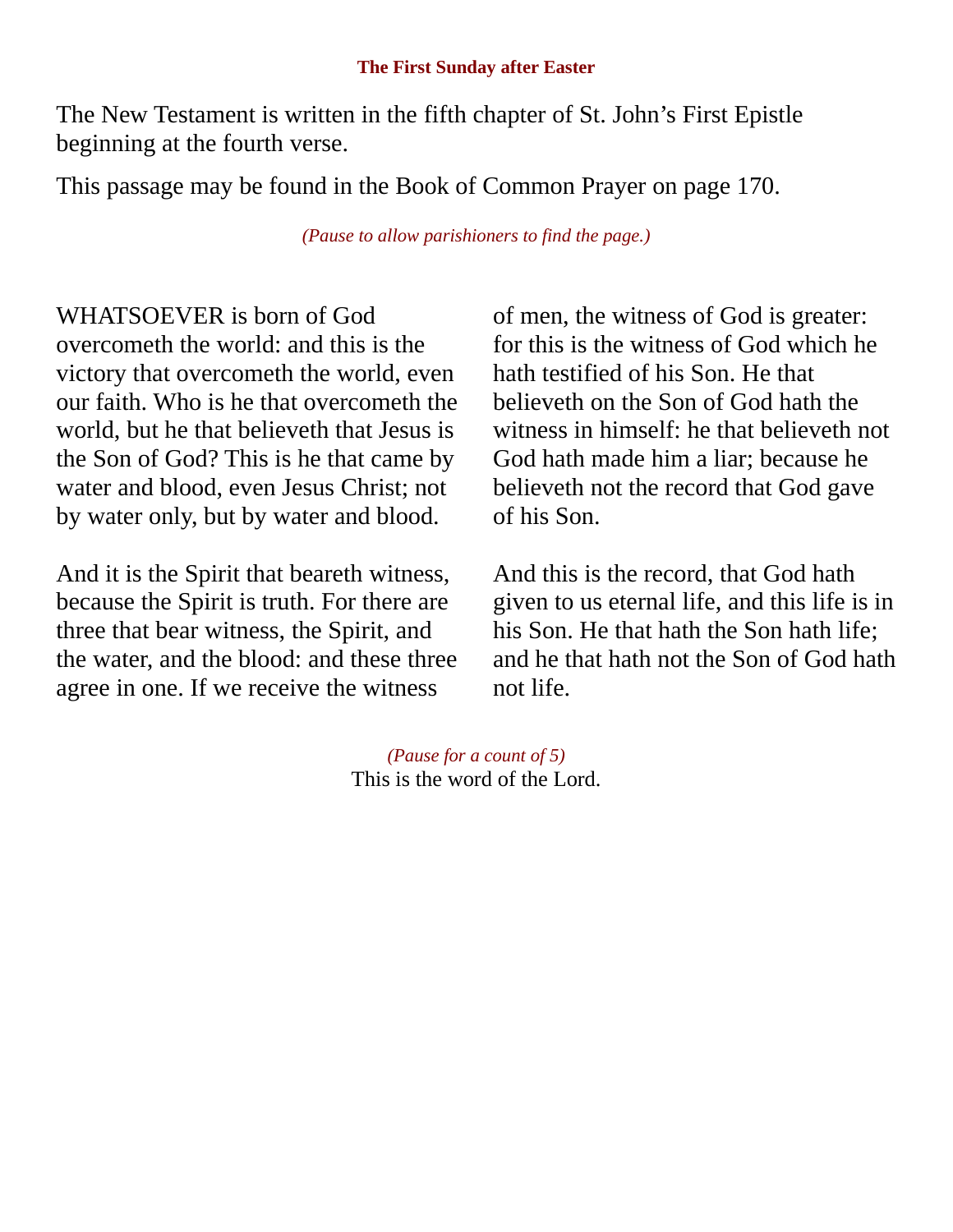### The First Sunday after Easter

The New Testament is written in the fifth chapter of St. John’s First Epistle beginning at the fourth verse.

This passage may be found in the Book of Common Prayer on page 170.

*(Pause to allow parishioners to find the page.)*

WHATSOEVER is born of God overcometh the world: and this is the victory that overcometh the world, even our faith. Who is he that overcometh the world, but he that believeth that Jesus is the Son of God? This is he that came by water and blood, even Jesus Christ; not by water only, but by water and blood.

And it is the Spirit that beareth witness, because the Spirit is truth. For there are three that bear witness, the Spirit, and the water, and the blood: and these three agree in one. If we receive the witness of men, the witness of God is greater: for this is the witness of God which he hath testified of his Son. He that believeth on the Son of God hath the witness in himself: he that believeth not God hath made him a liar; because he believeth not the record that God gave of his Son.

And this is the record, that God hath given to us eternal life, and this life is in his Son. He that hath the Son hath life; and he that hath not the Son of God hath not life.

*(Pause for a count of 5)*

This is the word of the Lord.